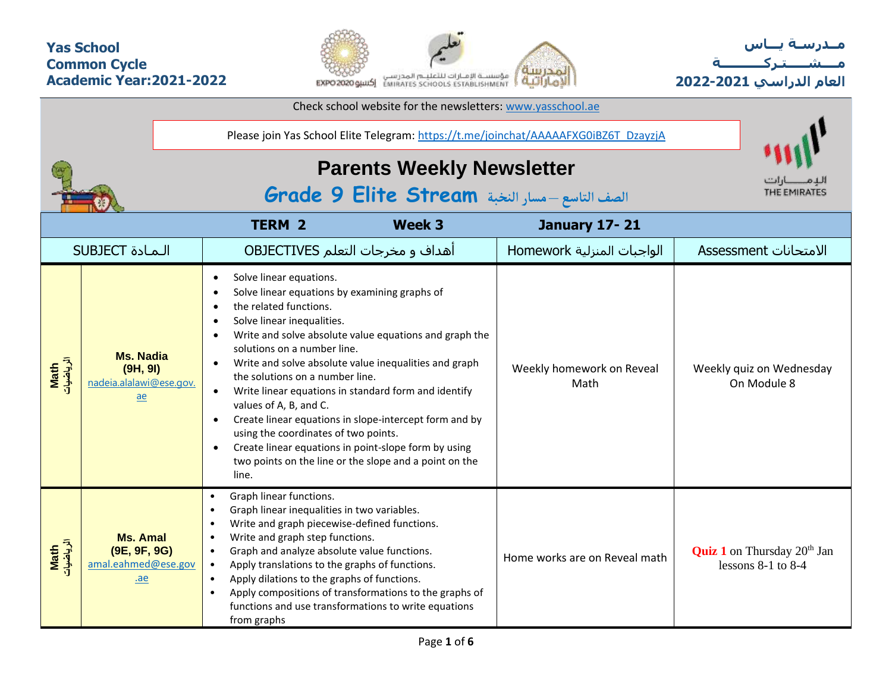**Yas School**
**Common Cycle**
**Academic Year:2021-2022**

**مــدرســة يـــاس**
**مـــشــــتـركـــــــة**
**العام الدراسي 2021-2022**

Check school website for the newsletters: www.yasschool.ae

Please join Yas School Elite Telegram: https://t.me/joinchat/AAAAAFXG0iBZ6T_DzayzjA

# Parents Weekly Newsletter

## Grade 9 Elite Stream الصف التاسع – مسار النخبة

| **TERM 2** | | **Week 3** | **January 17- 21** | |
|---|---|---|---|---|
| SUBJECT الـمـادة | | OBJECTIVES أهداف و مخرجات التعلم | Homework الواجبات المنزلية | Assessment الامتحانات |
| **Math** **الرياضيات** | **Ms. Nadia** **(9H, 9I)** nadeia.alalawi@ese.gov.ae | • Solve linear equations. • Solve linear equations by examining graphs of • the related functions. • Solve linear inequalities. • Write and solve absolute value equations and graph the solutions on a number line. • Write and solve absolute value inequalities and graph the solutions on a number line. • Write linear equations in standard form and identify values of A, B, and C. • Create linear equations in slope-intercept form and by using the coordinates of two points. • Create linear equations in point-slope form by using two points on the line or the slope and a point on the line. | Weekly homework on Reveal Math | Weekly quiz on Wednesday On Module 8 |
| **Math** **الرياضيات** | **Ms. Amal** **(9E, 9F, 9G)** amal.eahmed@ese.gov.ae | • Graph linear functions. • Graph linear inequalities in two variables. • Write and graph piecewise-defined functions. • Write and graph step functions. • Graph and analyze absolute value functions. • Apply translations to the graphs of functions. • Apply dilations to the graphs of functions. • Apply compositions of transformations to the graphs of functions and use transformations to write equations from graphs | Home works are on Reveal math | **Quiz 1** on Thursday 20th Jan lessons 8-1 to 8-4 |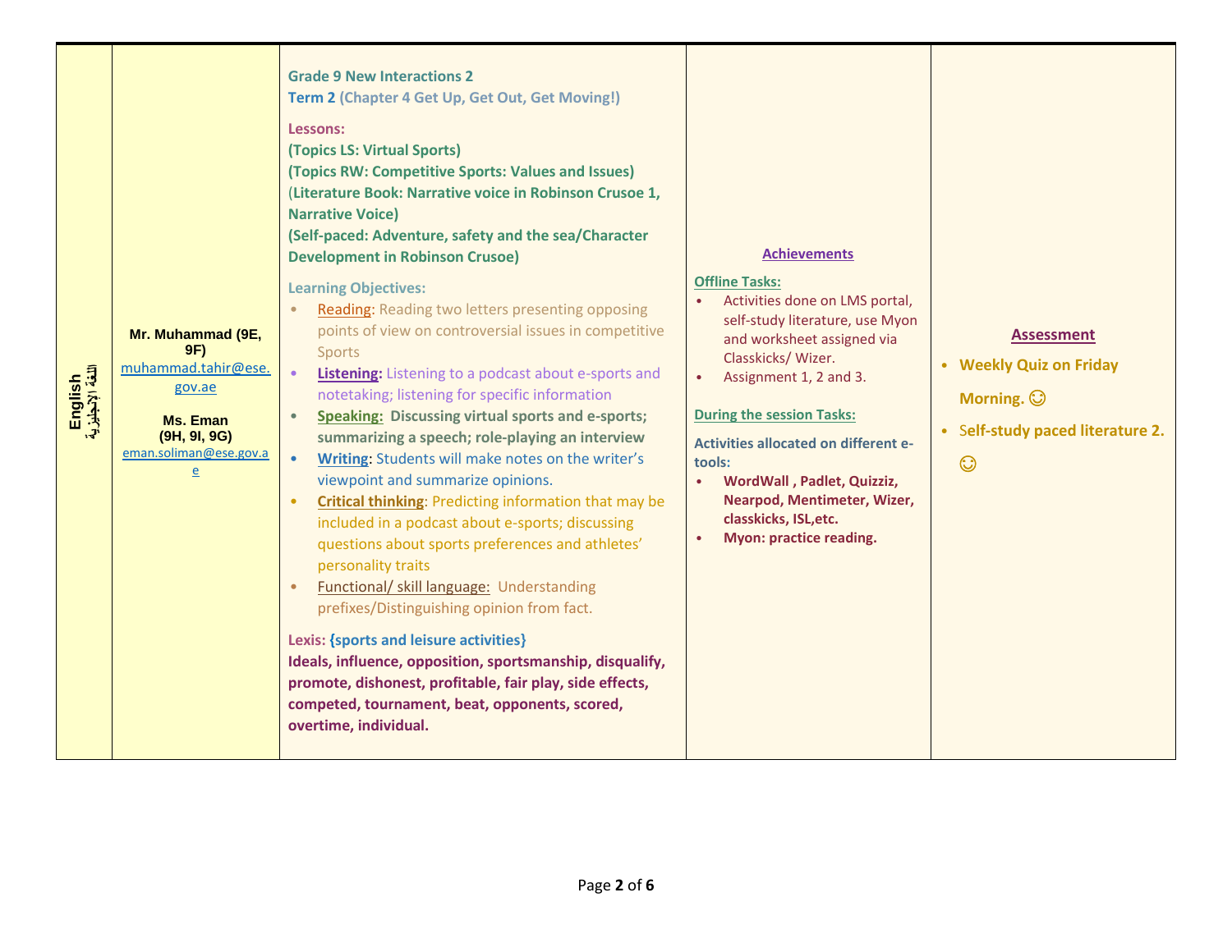| English اللغة الإنجليزية | Mr. Muhammad (9E, 9F) muhammad.tahir@ese.gov.ae<br><br>Ms. Eman (9H, 9I, 9G) eman.soliman@ese.gov.ae | **Grade 9 New Interactions 2**<br>**Term 2 (Chapter 4 Get Up, Get Out, Get Moving!)**<br><br>**Lessons:**<br>**(Topics LS: Virtual Sports)**<br>**(Topics RW: Competitive Sports: Values and Issues)**<br>**(Literature Book: Narrative voice in Robinson Crusoe 1, Narrative Voice)**<br>**(Self-paced: Adventure, safety and the sea/Character Development in Robinson Crusoe)**<br><br>**Learning Objectives:**<br>• Reading: Reading two letters presenting opposing points of view on controversial issues in competitive Sports<br>• **Listening:** Listening to a podcast about e-sports and notetaking; listening for specific information<br>• **Speaking: Discussing virtual sports and e-sports; summarizing a speech; role-playing an interview**<br>• **Writing**: Students will make notes on the writer's viewpoint and summarize opinions.<br>• **Critical thinking**: Predicting information that may be included in a podcast about e-sports; discussing questions about sports preferences and athletes' personality traits<br>• Functional/ skill language: Understanding prefixes/Distinguishing opinion from fact.<br><br>**Lexis: {sports and leisure activities}**<br>**Ideals, influence, opposition, sportsmanship, disqualify, promote, dishonest, profitable, fair play, side effects, competed, tournament, beat, opponents, scored, overtime, individual.** | **Achievements**<br><br>**Offline Tasks:**<br>• Activities done on LMS portal, self-study literature, use Myon and worksheet assigned via Classkicks/ Wizer.<br>• Assignment 1, 2 and 3.<br><br>**During the session Tasks:**<br><br>**Activities allocated on different e-tools:**<br>• **WordWall , Padlet, Quizziz, Nearpod, Mentimeter, Wizer, classkicks, ISL,etc.**<br>• **Myon: practice reading.** | **Assessment**<br><br>• **Weekly Quiz on Friday Morning.** ☺<br>• **Self-study paced literature 2.** ☺ |
|---|---|---|---|---|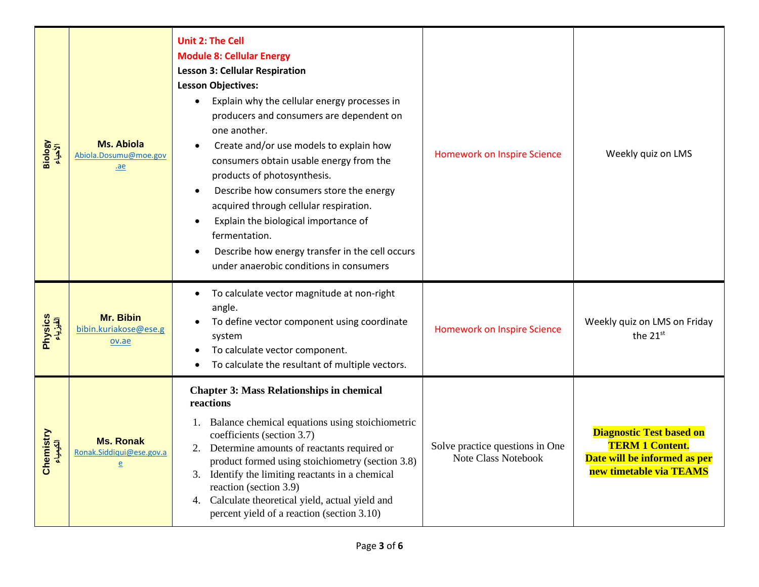| Biology الأحياء | **Ms. Abiola** Abiola.Dosumu@moe.gov.ae | **Unit 2: The Cell**<br>**Module 8: Cellular Energy**<br>**Lesson 3: Cellular Respiration**<br>**Lesson Objectives:**<br>• Explain why the cellular energy processes in producers and consumers are dependent on one another.<br>• Create and/or use models to explain how consumers obtain usable energy from the products of photosynthesis.<br>• Describe how consumers store the energy acquired through cellular respiration.<br>• Explain the biological importance of fermentation.<br>• Describe how energy transfer in the cell occurs under anaerobic conditions in consumers | Homework on Inspire Science | Weekly quiz on LMS |
|---|---|---|---|---|
| Physics الفيزياء | **Mr. Bibin** bibin.kuriakose@ese.gov.ae | • To calculate vector magnitude at non-right angle.<br>• To define vector component using coordinate system<br>• To calculate vector component.<br>• To calculate the resultant of multiple vectors. | Homework on Inspire Science | Weekly quiz on LMS on Friday the 21st |
| Chemistry الكيمياء | **Ms. Ronak** Ronak.Siddiqui@ese.gov.ae | **Chapter 3: Mass Relationships in chemical reactions**<br>1. Balance chemical equations using stoichiometric coefficients (section 3.7)<br>2. Determine amounts of reactants required or product formed using stoichiometry (section 3.8)<br>3. Identify the limiting reactants in a chemical reaction (section 3.9)<br>4. Calculate theoretical yield, actual yield and percent yield of a reaction (section 3.10) | Solve practice questions in One Note Class Notebook | **Diagnostic Test based on TERM 1 Content. Date will be informed as per new timetable via TEAMS** |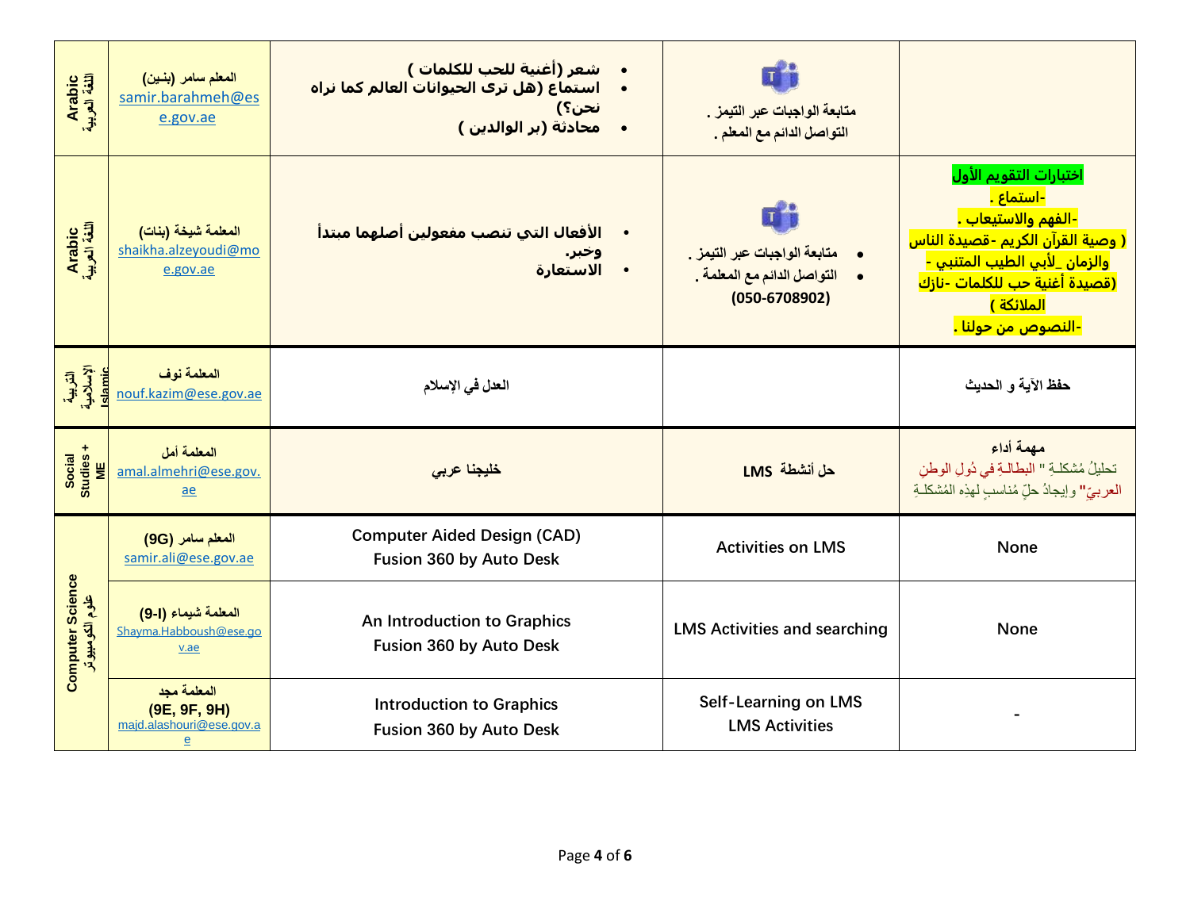| | | | | |
|---|---|---|---|---|
| Arabic اللغة العربية | المعلم سامر (بنين) samir.barahmeh@ese.gov.ae | • شعر (أغنية للحب للكلمات ) • استماع (هل ترى الحيوانات العالم كما نراه نحن؟) • محادثة (بر الوالدين ) | متابعة الواجبات عبر التيمز . التواصل الدائم مع المعلم . | |
| Arabic اللغة العربية | المعلمة شيخة (بنات) shaikha.alzeyoudi@moe.gov.ae | • الأفعال التي تنصب مفعولين أصلهما مبتدأ وخبر. • الاستعارة | • متابعة الواجبات عبر التيمز . • التواصل الدائم مع المعلمة . (050-6708902) | اختبارات التقويم الأول -استماع . -الفهم والاستيعاب . ( وصية القرآن الكريم -قصيدة الناس والزمان _لأبي الطيب المتنبي - (قصيدة أغنية حب للكلمات -نازك الملائكة ) -النصوص من حولنا . |
| التربية الإسلامية Islamic | المعلمة نوف nouf.kazim@ese.gov.ae | العدل في الإسلام | | حفظ الآية و الحديث |
| Social Studies + ME | المعلمة أمل amal.almehri@ese.gov.ae | خليجنا عربي | حل أنشطة LMS | مهمة أداء تحليلُ مُشكلـةِ " البطالـةِ في دُولِ الوطنِ العربيِّ" وإيجادُ حلّ مُناسبٍ لهذِه المُشكلـةِ |
| Computer Science علوم الكومبيوتر | المعلم سامر (9G) samir.ali@ese.gov.ae | Computer Aided Design (CAD) Fusion 360 by Auto Desk | Activities on LMS | None |
| | المعلمة شيماء (9-I) Shayma.Habboush@ese.gov.ae | An Introduction to Graphics Fusion 360 by Auto Desk | LMS Activities and searching | None |
| | المعلمة مجد (9E, 9F, 9H) majd.alashouri@ese.gov.ae | Introduction to Graphics Fusion 360 by Auto Desk | Self-Learning on LMS LMS Activities | - |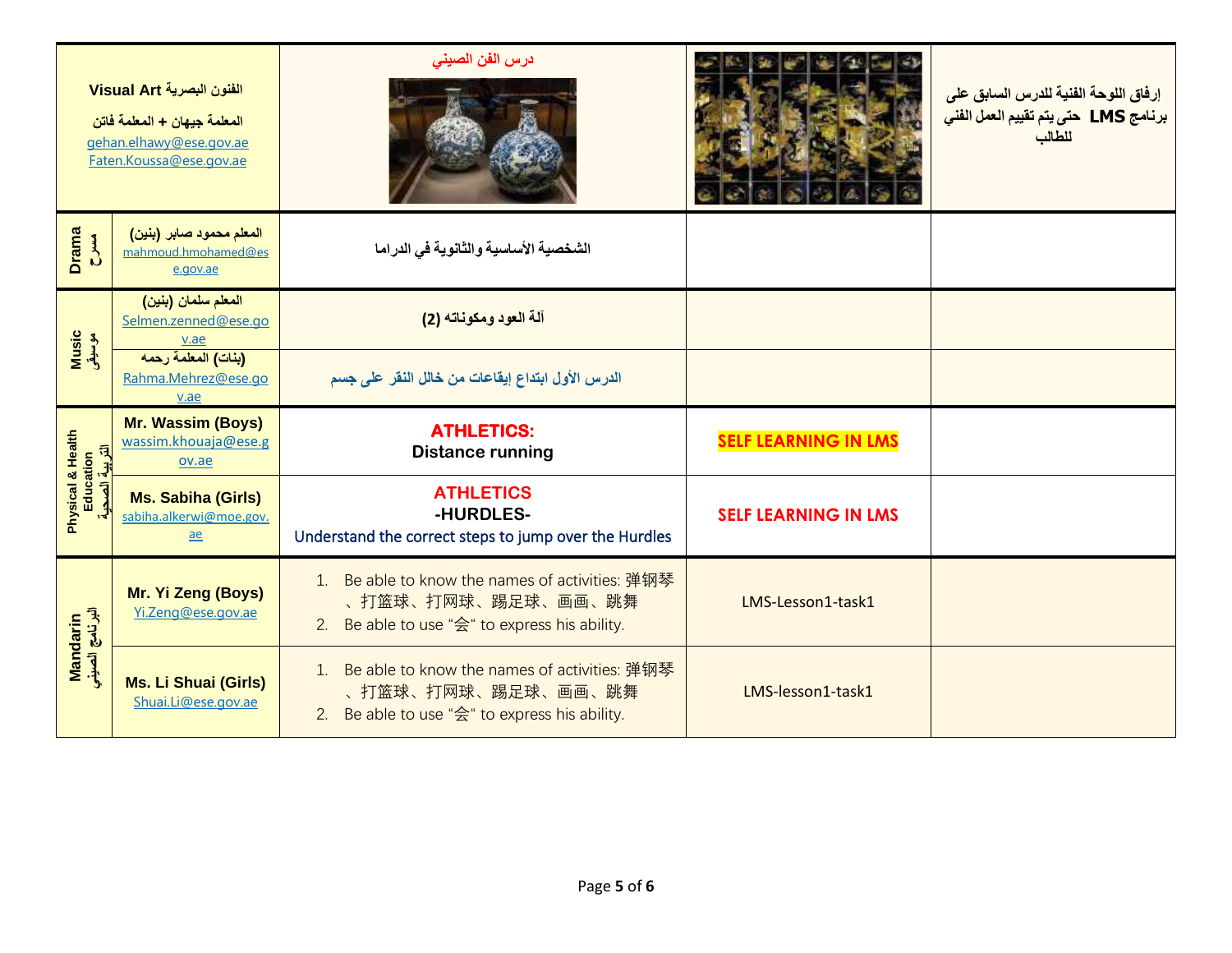| | | | | |
|---|---|---|---|---|
| الفنون البصرية Visual Art<br>المعلمة جيهان + المعلمة فاتن<br>gehan.elhawy@ese.gov.ae<br>Faten.Koussa@ese.gov.ae | | درس الفن الصيني | | إرفاق اللوحة الفنية للدرس السابق على برنامج LMS حتى يتم تقييم العمل الفني للطالب |
| Drama مسرح | المعلم محمود صابر (بنين)<br>mahmoud.hmohamed@ese.gov.ae | الشخصية الأساسية والثانوية في الدراما | | |
| Music موسيقى | المعلم سلمان (بنين)<br>Selmen.zenned@ese.gov.ae | آلة العود ومكوناته (2) | | |
| | (بنات) المعلمة رحمه<br>Rahma.Mehrez@ese.gov.ae | الدرس الأول ابتداع إيقاعات من خالل النقر على جسم | | |
| Physical & Health Education التربية الصحية | Mr. Wassim (Boys)<br>wassim.khouaja@ese.gov.ae | **ATHLETICS:**<br>**Distance running** | **SELF LEARNING IN LMS** | |
| | Ms. Sabiha (Girls)<br>sabiha.alkerwi@moe.gov.ae | **ATHLETICS**<br>**-HURDLES-**<br>Understand the correct steps to jump over the Hurdles | **SELF LEARNING IN LMS** | |
| Mandarin البرنامج الصيني | Mr. Yi Zeng (Boys)<br>Yi.Zeng@ese.gov.ae | 1. Be able to know the names of activities: 弹钢琴、打篮球、打网球、踢足球、画画、跳舞<br>2. Be able to use "会" to express his ability. | LMS-Lesson1-task1 | |
| | Ms. Li Shuai (Girls)<br>Shuai.Li@ese.gov.ae | 1. Be able to know the names of activities: 弹钢琴、打篮球、打网球、踢足球、画画、跳舞<br>2. Be able to use "会" to express his ability. | LMS-lesson1-task1 | |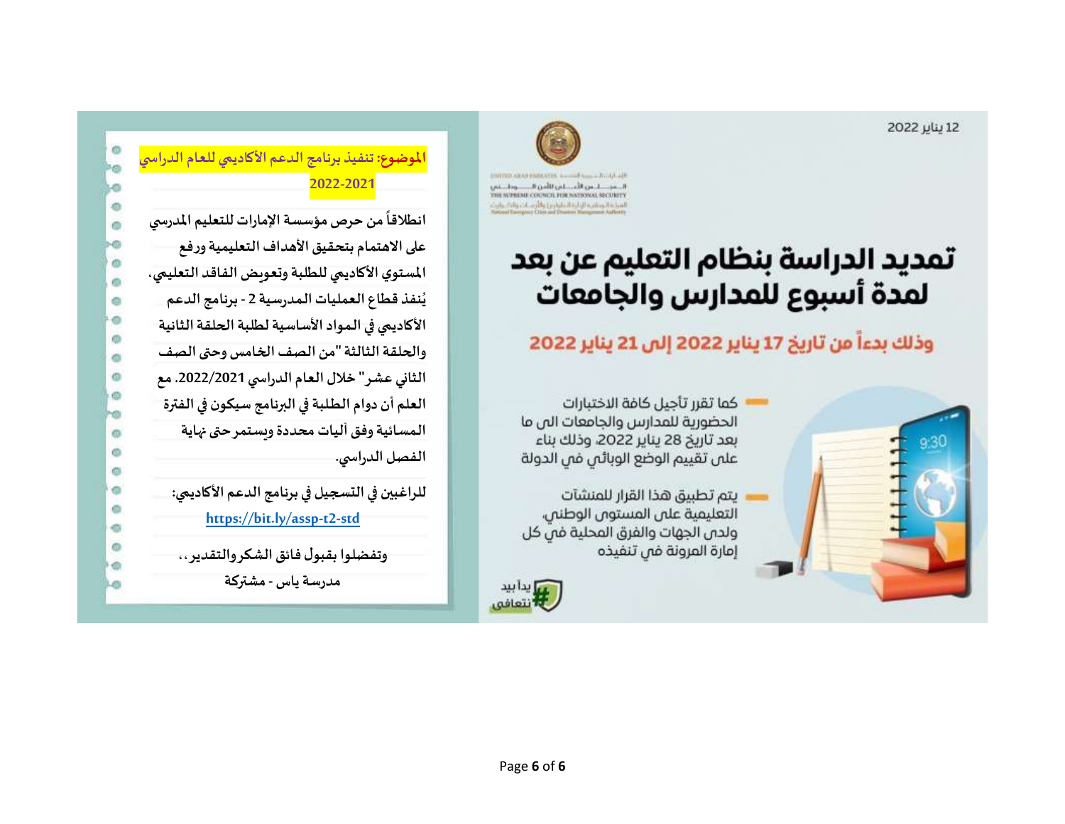**الموضوع: تنفيذ برنامج الدعم الأكاديمي للعام الدراسي 2022-2021**

انطلاقاً من حرص مؤسسة الإمارات للتعليم المدرسي على الاهتمام بتحقيق الأهداف التعليمية ورفع المستوى الأكاديمي للطلبة وتعويض الفاقد التعليمي، يُنفذ قطاع العمليات المدرسية 2 - برنامج الدعم الأكاديمي في المواد الأساسية لطلبة الحلقة الثانية والحلقة الثالثة "من الصف الخامس وحتى الصف الثاني عشر" خلال العام الدراسي 2022/2021. مع العلم أن دوام الطلبة في البرنامج سيكون في الفترة المسائية وفق آليات محددة ويستمر حتى نهاية الفصل الدراسي.

للراغبين في التسجيل في برنامج الدعم الأكاديمي:

https://bit.ly/assp-t2-std

وتفضلوا بقبول فائق الشكروالتقدير،،

مدرسة ياس - مشتركة

12 يناير 2022

الإمارات العربية المتحدة
المجلس الأعلى للأمن الوطني
THE SUPREME COUNCIL FOR NATIONAL SECURITY
الهيئة الوطنية لإدارة الطوارئ والأزمات والكوارث
National Emergency Crisis and Disasters Management Authority

# تمديد الدراسة بنظام التعليم عن بعد لمدة أسبوع للمدارس والجامعات

## وذلك بدءاً من تاريخ 17 يناير 2022 إلى 21 يناير 2022

- كما تقرر تأجيل كافة الاختبارات الحضورية للمدارس والجامعات الى ما بعد تاريخ 28 يناير 2022، وذلك بناء على تقييم الوضع الوبائي في الدولة
- يتم تطبيق هذا القرار للمنشآت التعليمية على المستوى الوطني ولدى الجهات والفرق المحلية في كل إمارة المرونة في تنفيذه

#نتعافى بدأبيد